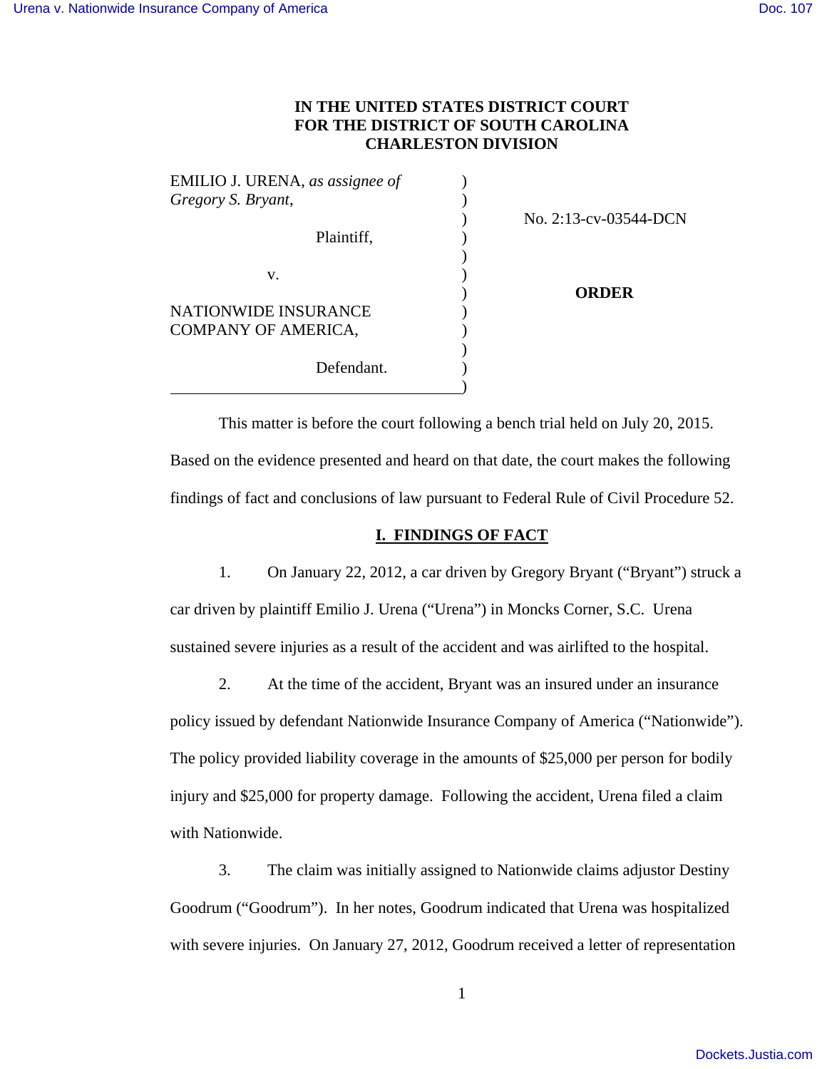**IN THE UNITED STATES DISTRICT COURT**
**FOR THE DISTRICT OF SOUTH CAROLINA**
**CHARLESTON DIVISION**

EMILIO J. URENA, *as assignee of Gregory S. Bryant*,

Plaintiff,

v.

NATIONWIDE INSURANCE COMPANY OF AMERICA,

Defendant.

No. 2:13-cv-03544-DCN

**ORDER**

This matter is before the court following a bench trial held on July 20, 2015. Based on the evidence presented and heard on that date, the court makes the following findings of fact and conclusions of law pursuant to Federal Rule of Civil Procedure 52.

## I. FINDINGS OF FACT

1. On January 22, 2012, a car driven by Gregory Bryant ("Bryant") struck a car driven by plaintiff Emilio J. Urena ("Urena") in Moncks Corner, S.C. Urena sustained severe injuries as a result of the accident and was airlifted to the hospital.

2. At the time of the accident, Bryant was an insured under an insurance policy issued by defendant Nationwide Insurance Company of America ("Nationwide"). The policy provided liability coverage in the amounts of $25,000 per person for bodily injury and $25,000 for property damage. Following the accident, Urena filed a claim with Nationwide.

3. The claim was initially assigned to Nationwide claims adjustor Destiny Goodrum ("Goodrum"). In her notes, Goodrum indicated that Urena was hospitalized with severe injuries. On January 27, 2012, Goodrum received a letter of representation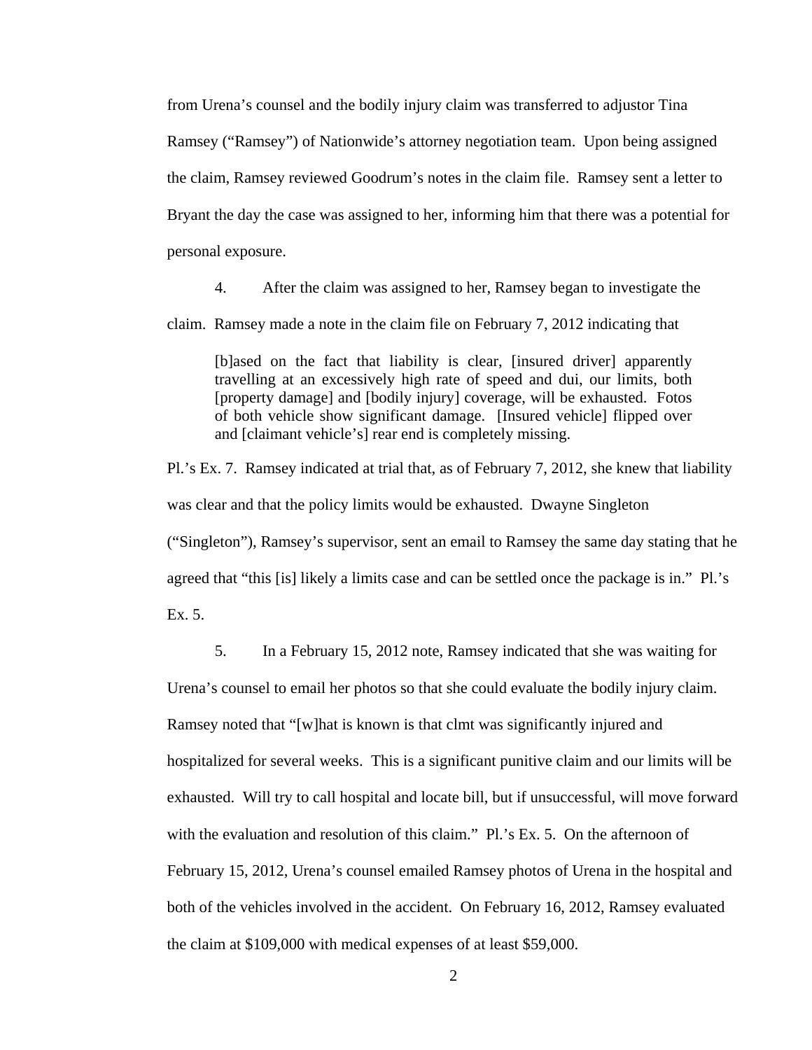from Urena's counsel and the bodily injury claim was transferred to adjustor Tina Ramsey ("Ramsey") of Nationwide's attorney negotiation team. Upon being assigned the claim, Ramsey reviewed Goodrum's notes in the claim file. Ramsey sent a letter to Bryant the day the case was assigned to her, informing him that there was a potential for personal exposure.

4. After the claim was assigned to her, Ramsey began to investigate the claim. Ramsey made a note in the claim file on February 7, 2012 indicating that

> [b]ased on the fact that liability is clear, [insured driver] apparently travelling at an excessively high rate of speed and dui, our limits, both [property damage] and [bodily injury] coverage, will be exhausted. Fotos of both vehicle show significant damage. [Insured vehicle] flipped over and [claimant vehicle's] rear end is completely missing.

Pl.'s Ex. 7. Ramsey indicated at trial that, as of February 7, 2012, she knew that liability was clear and that the policy limits would be exhausted. Dwayne Singleton ("Singleton"), Ramsey's supervisor, sent an email to Ramsey the same day stating that he agreed that "this [is] likely a limits case and can be settled once the package is in." Pl.'s Ex. 5.

5. In a February 15, 2012 note, Ramsey indicated that she was waiting for Urena's counsel to email her photos so that she could evaluate the bodily injury claim. Ramsey noted that "[w]hat is known is that clmt was significantly injured and hospitalized for several weeks. This is a significant punitive claim and our limits will be exhausted. Will try to call hospital and locate bill, but if unsuccessful, will move forward with the evaluation and resolution of this claim." Pl.'s Ex. 5. On the afternoon of February 15, 2012, Urena's counsel emailed Ramsey photos of Urena in the hospital and both of the vehicles involved in the accident. On February 16, 2012, Ramsey evaluated the claim at $109,000 with medical expenses of at least $59,000.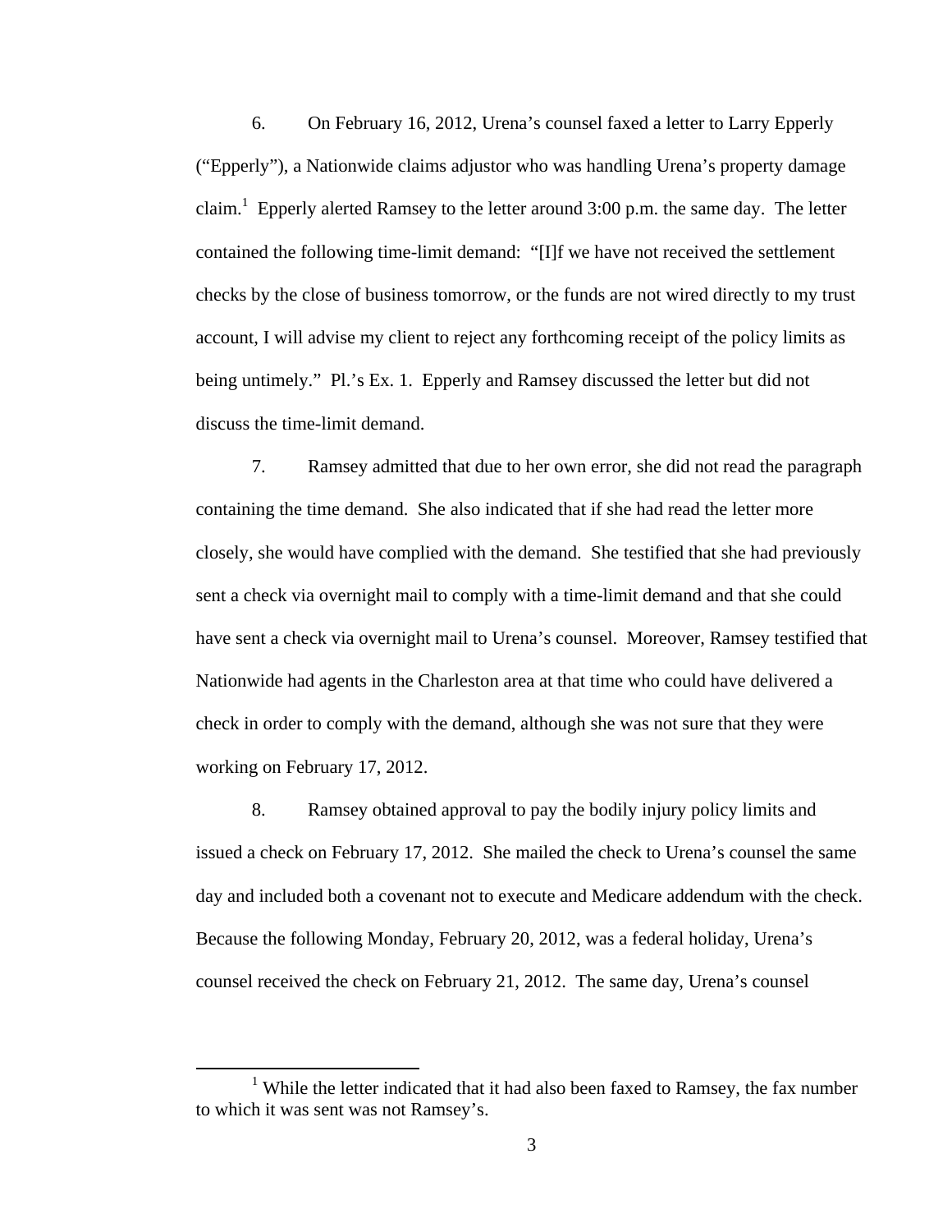6. On February 16, 2012, Urena's counsel faxed a letter to Larry Epperly ("Epperly"), a Nationwide claims adjustor who was handling Urena's property damage claim.[1] Epperly alerted Ramsey to the letter around 3:00 p.m. the same day. The letter contained the following time-limit demand: "[I]f we have not received the settlement checks by the close of business tomorrow, or the funds are not wired directly to my trust account, I will advise my client to reject any forthcoming receipt of the policy limits as being untimely." Pl.'s Ex. 1. Epperly and Ramsey discussed the letter but did not discuss the time-limit demand.

7. Ramsey admitted that due to her own error, she did not read the paragraph containing the time demand. She also indicated that if she had read the letter more closely, she would have complied with the demand. She testified that she had previously sent a check via overnight mail to comply with a time-limit demand and that she could have sent a check via overnight mail to Urena's counsel. Moreover, Ramsey testified that Nationwide had agents in the Charleston area at that time who could have delivered a check in order to comply with the demand, although she was not sure that they were working on February 17, 2012.

8. Ramsey obtained approval to pay the bodily injury policy limits and issued a check on February 17, 2012. She mailed the check to Urena's counsel the same day and included both a covenant not to execute and Medicare addendum with the check. Because the following Monday, February 20, 2012, was a federal holiday, Urena's counsel received the check on February 21, 2012. The same day, Urena's counsel

[1] While the letter indicated that it had also been faxed to Ramsey, the fax number to which it was sent was not Ramsey's.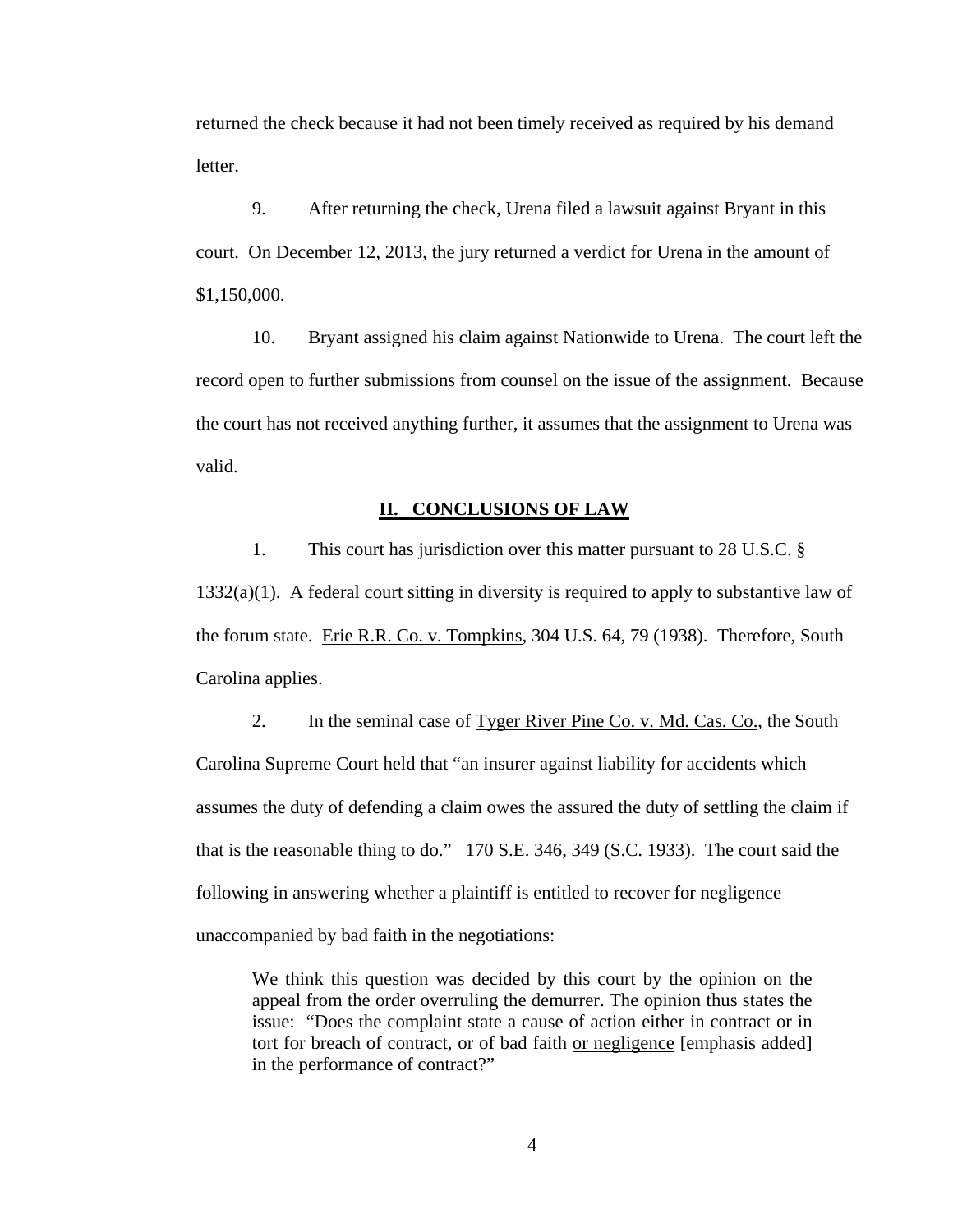returned the check because it had not been timely received as required by his demand letter.

9. After returning the check, Urena filed a lawsuit against Bryant in this court. On December 12, 2013, the jury returned a verdict for Urena in the amount of $1,150,000.

10. Bryant assigned his claim against Nationwide to Urena. The court left the record open to further submissions from counsel on the issue of the assignment. Because the court has not received anything further, it assumes that the assignment to Urena was valid.

## II. CONCLUSIONS OF LAW

1. This court has jurisdiction over this matter pursuant to 28 U.S.C. § 1332(a)(1). A federal court sitting in diversity is required to apply to substantive law of the forum state. Erie R.R. Co. v. Tompkins, 304 U.S. 64, 79 (1938). Therefore, South Carolina applies.

2. In the seminal case of Tyger River Pine Co. v. Md. Cas. Co., the South Carolina Supreme Court held that "an insurer against liability for accidents which assumes the duty of defending a claim owes the assured the duty of settling the claim if that is the reasonable thing to do." 170 S.E. 346, 349 (S.C. 1933). The court said the following in answering whether a plaintiff is entitled to recover for negligence unaccompanied by bad faith in the negotiations:

> We think this question was decided by this court by the opinion on the appeal from the order overruling the demurrer. The opinion thus states the issue: "Does the complaint state a cause of action either in contract or in tort for breach of contract, or of bad faith or negligence [emphasis added] in the performance of contract?"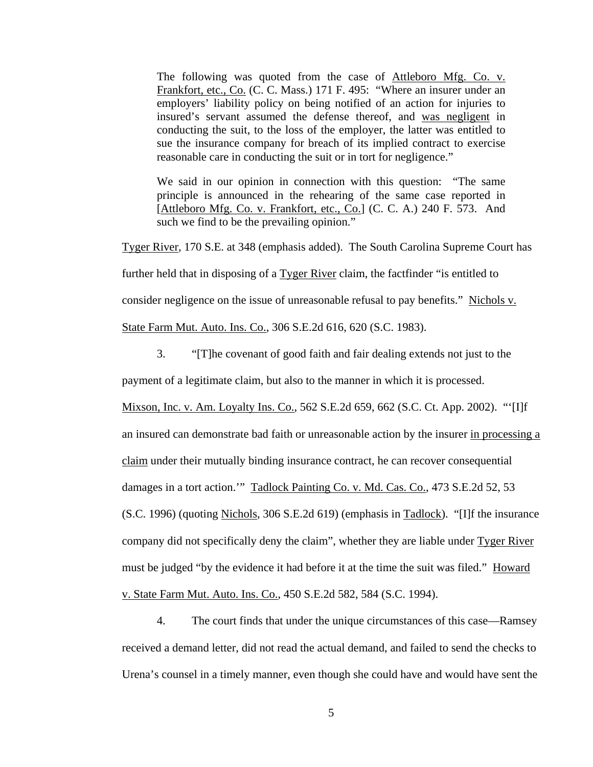> The following was quoted from the case of Attleboro Mfg. Co. v. Frankfort, etc., Co. (C. C. Mass.) 171 F. 495: "Where an insurer under an employers' liability policy on being notified of an action for injuries to insured's servant assumed the defense thereof, and was negligent in conducting the suit, to the loss of the employer, the latter was entitled to sue the insurance company for breach of its implied contract to exercise reasonable care in conducting the suit or in tort for negligence."
>
> We said in our opinion in connection with this question: "The same principle is announced in the rehearing of the same case reported in [Attleboro Mfg. Co. v. Frankfort, etc., Co.] (C. C. A.) 240 F. 573. And such we find to be the prevailing opinion."

Tyger River, 170 S.E. at 348 (emphasis added). The South Carolina Supreme Court has further held that in disposing of a Tyger River claim, the factfinder "is entitled to consider negligence on the issue of unreasonable refusal to pay benefits." Nichols v. State Farm Mut. Auto. Ins. Co., 306 S.E.2d 616, 620 (S.C. 1983).

3. "[T]he covenant of good faith and fair dealing extends not just to the payment of a legitimate claim, but also to the manner in which it is processed. Mixson, Inc. v. Am. Loyalty Ins. Co., 562 S.E.2d 659, 662 (S.C. Ct. App. 2002). "'[I]f an insured can demonstrate bad faith or unreasonable action by the insurer in processing a claim under their mutually binding insurance contract, he can recover consequential damages in a tort action.'" Tadlock Painting Co. v. Md. Cas. Co., 473 S.E.2d 52, 53 (S.C. 1996) (quoting Nichols, 306 S.E.2d 619) (emphasis in Tadlock). "[I]f the insurance company did not specifically deny the claim", whether they are liable under Tyger River must be judged "by the evidence it had before it at the time the suit was filed." Howard v. State Farm Mut. Auto. Ins. Co., 450 S.E.2d 582, 584 (S.C. 1994).

4. The court finds that under the unique circumstances of this case—Ramsey received a demand letter, did not read the actual demand, and failed to send the checks to Urena's counsel in a timely manner, even though she could have and would have sent the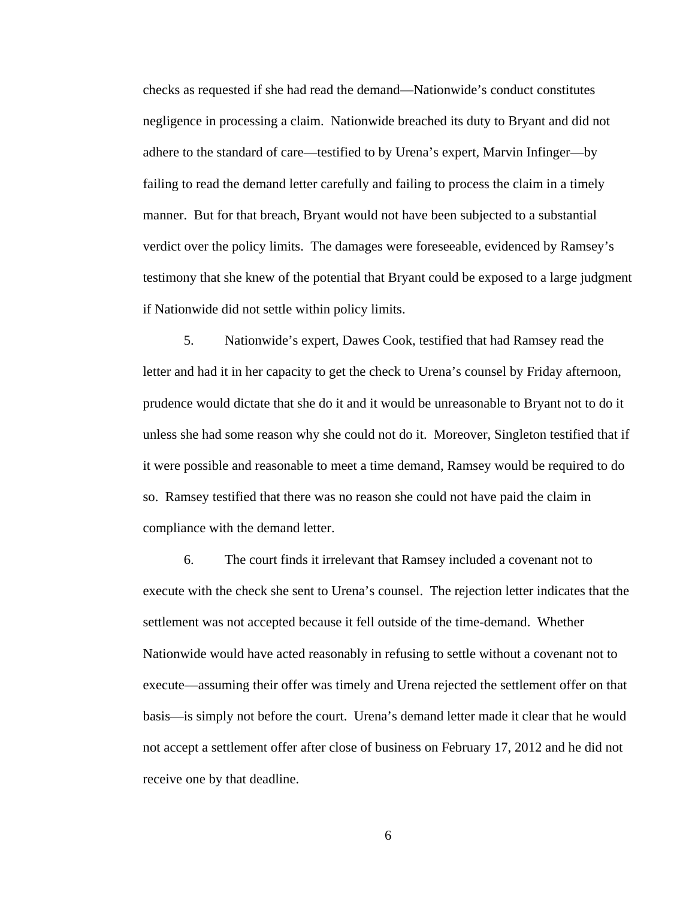checks as requested if she had read the demand—Nationwide's conduct constitutes negligence in processing a claim. Nationwide breached its duty to Bryant and did not adhere to the standard of care—testified to by Urena's expert, Marvin Infinger—by failing to read the demand letter carefully and failing to process the claim in a timely manner. But for that breach, Bryant would not have been subjected to a substantial verdict over the policy limits. The damages were foreseeable, evidenced by Ramsey's testimony that she knew of the potential that Bryant could be exposed to a large judgment if Nationwide did not settle within policy limits.

5. Nationwide's expert, Dawes Cook, testified that had Ramsey read the letter and had it in her capacity to get the check to Urena's counsel by Friday afternoon, prudence would dictate that she do it and it would be unreasonable to Bryant not to do it unless she had some reason why she could not do it. Moreover, Singleton testified that if it were possible and reasonable to meet a time demand, Ramsey would be required to do so. Ramsey testified that there was no reason she could not have paid the claim in compliance with the demand letter.

6. The court finds it irrelevant that Ramsey included a covenant not to execute with the check she sent to Urena's counsel. The rejection letter indicates that the settlement was not accepted because it fell outside of the time-demand. Whether Nationwide would have acted reasonably in refusing to settle without a covenant not to execute—assuming their offer was timely and Urena rejected the settlement offer on that basis—is simply not before the court. Urena's demand letter made it clear that he would not accept a settlement offer after close of business on February 17, 2012 and he did not receive one by that deadline.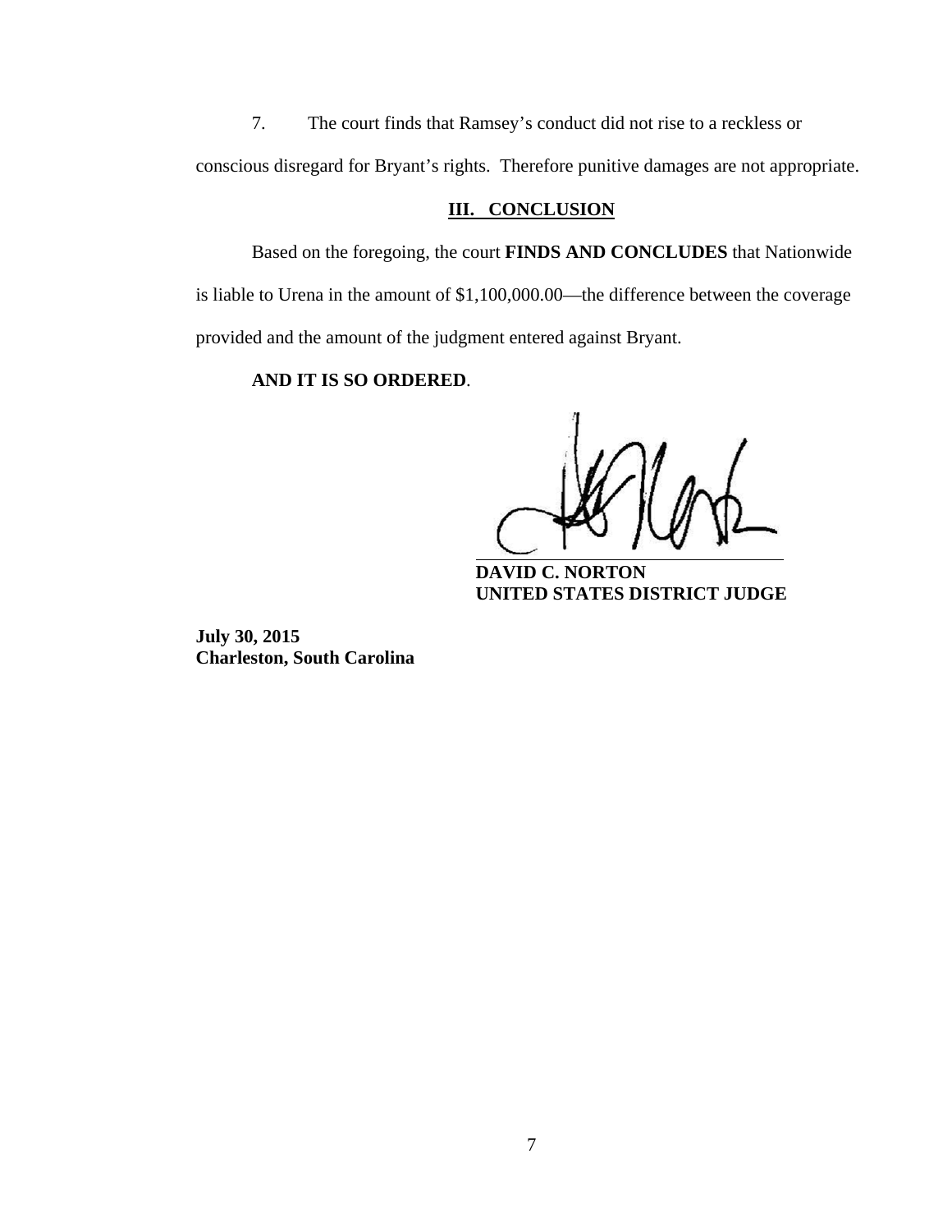7. The court finds that Ramsey's conduct did not rise to a reckless or conscious disregard for Bryant's rights. Therefore punitive damages are not appropriate.

## III. CONCLUSION

Based on the foregoing, the court **FINDS AND CONCLUDES** that Nationwide is liable to Urena in the amount of $1,100,000.00—the difference between the coverage provided and the amount of the judgment entered against Bryant.

**AND IT IS SO ORDERED**.

**DAVID C. NORTON**
**UNITED STATES DISTRICT JUDGE**

**July 30, 2015**
**Charleston, South Carolina**